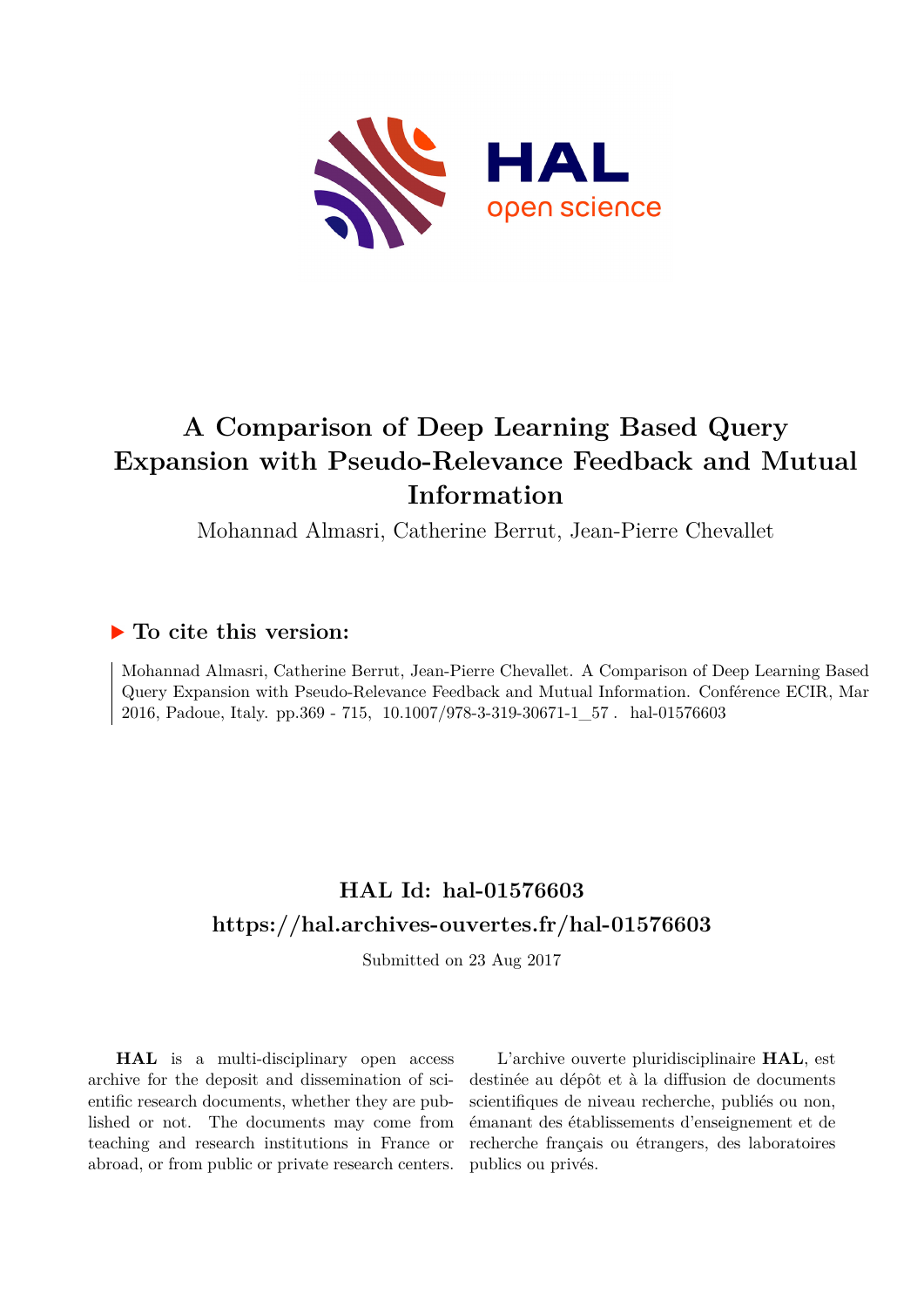# A Comparison of Deep Learning Based Query Expansion with Pseudo-Relevance Feedback and Mutual Information

Mohannad Almasri, Catherine Berrut, Jean-Pierre Chevallet

## ▶ To cite this version:

Mohannad Almasri, Catherine Berrut, Jean-Pierre Chevallet. A Comparison of Deep Learning Based Query Expansion with Pseudo-Relevance Feedback and Mutual Information. Conférence ECIR, Mar 2016, Padoue, Italy. pp.369 - 715, 10.1007/978-3-319-30671-1_57 . hal-01576603

## HAL Id: hal-01576603
## https://hal.archives-ouvertes.fr/hal-01576603

Submitted on 23 Aug 2017

**HAL** is a multi-disciplinary open access archive for the deposit and dissemination of scientific research documents, whether they are published or not. The documents may come from teaching and research institutions in France or abroad, or from public or private research centers.

L'archive ouverte pluridisciplinaire **HAL**, est destinée au dépôt et à la diffusion de documents scientifiques de niveau recherche, publiés ou non, émanant des établissements d'enseignement et de recherche français ou étrangers, des laboratoires publics ou privés.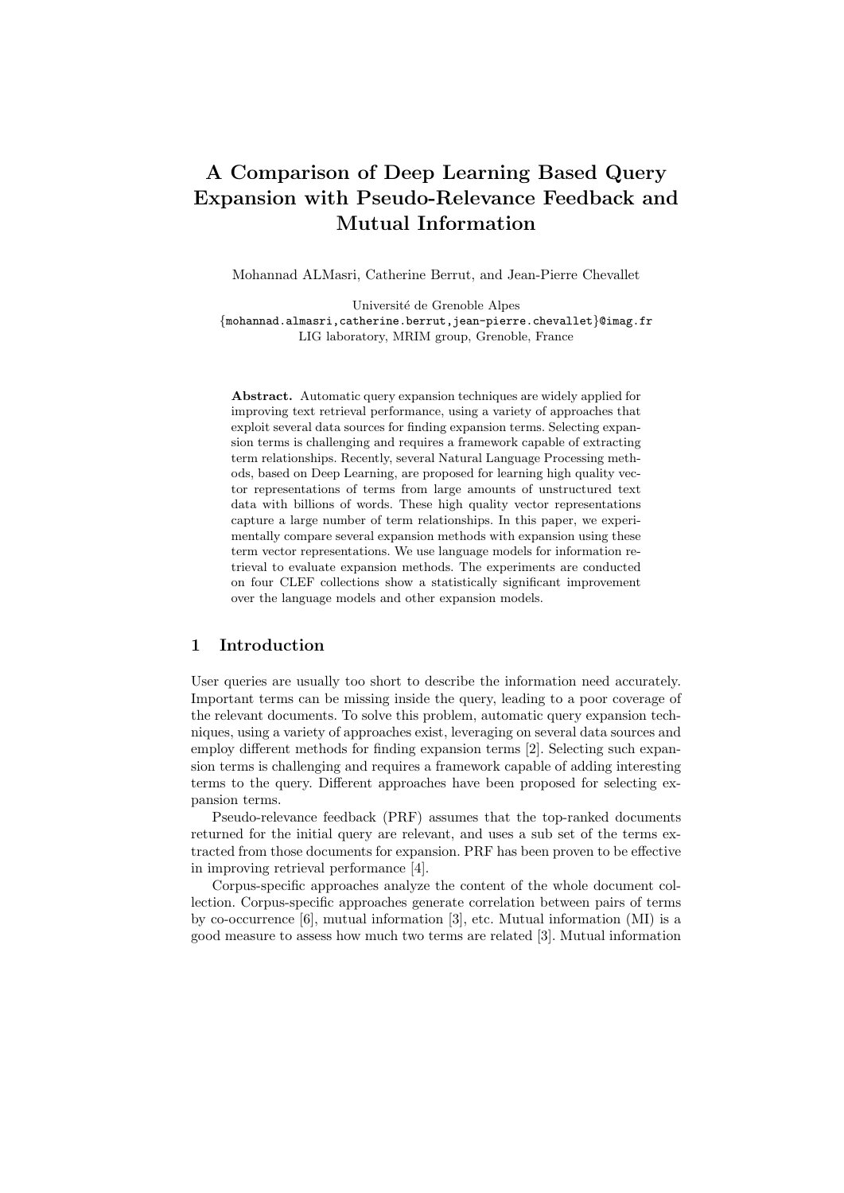# A Comparison of Deep Learning Based Query Expansion with Pseudo-Relevance Feedback and Mutual Information

Mohannad ALMasri, Catherine Berrut, and Jean-Pierre Chevallet

Université de Grenoble Alpes
{mohannad.almasri,catherine.berrut,jean-pierre.chevallet}@imag.fr
LIG laboratory, MRIM group, Grenoble, France

**Abstract.** Automatic query expansion techniques are widely applied for improving text retrieval performance, using a variety of approaches that exploit several data sources for finding expansion terms. Selecting expansion terms is challenging and requires a framework capable of extracting term relationships. Recently, several Natural Language Processing methods, based on Deep Learning, are proposed for learning high quality vector representations of terms from large amounts of unstructured text data with billions of words. These high quality vector representations capture a large number of term relationships. In this paper, we experimentally compare several expansion methods with expansion using these term vector representations. We use language models for information retrieval to evaluate expansion methods. The experiments are conducted on four CLEF collections show a statistically significant improvement over the language models and other expansion models.

## 1 Introduction

User queries are usually too short to describe the information need accurately. Important terms can be missing inside the query, leading to a poor coverage of the relevant documents. To solve this problem, automatic query expansion techniques, using a variety of approaches exist, leveraging on several data sources and employ different methods for finding expansion terms [2]. Selecting such expansion terms is challenging and requires a framework capable of adding interesting terms to the query. Different approaches have been proposed for selecting expansion terms.

Pseudo-relevance feedback (PRF) assumes that the top-ranked documents returned for the initial query are relevant, and uses a sub set of the terms extracted from those documents for expansion. PRF has been proven to be effective in improving retrieval performance [4].

Corpus-specific approaches analyze the content of the whole document collection. Corpus-specific approaches generate correlation between pairs of terms by co-occurrence [6], mutual information [3], etc. Mutual information (MI) is a good measure to assess how much two terms are related [3]. Mutual information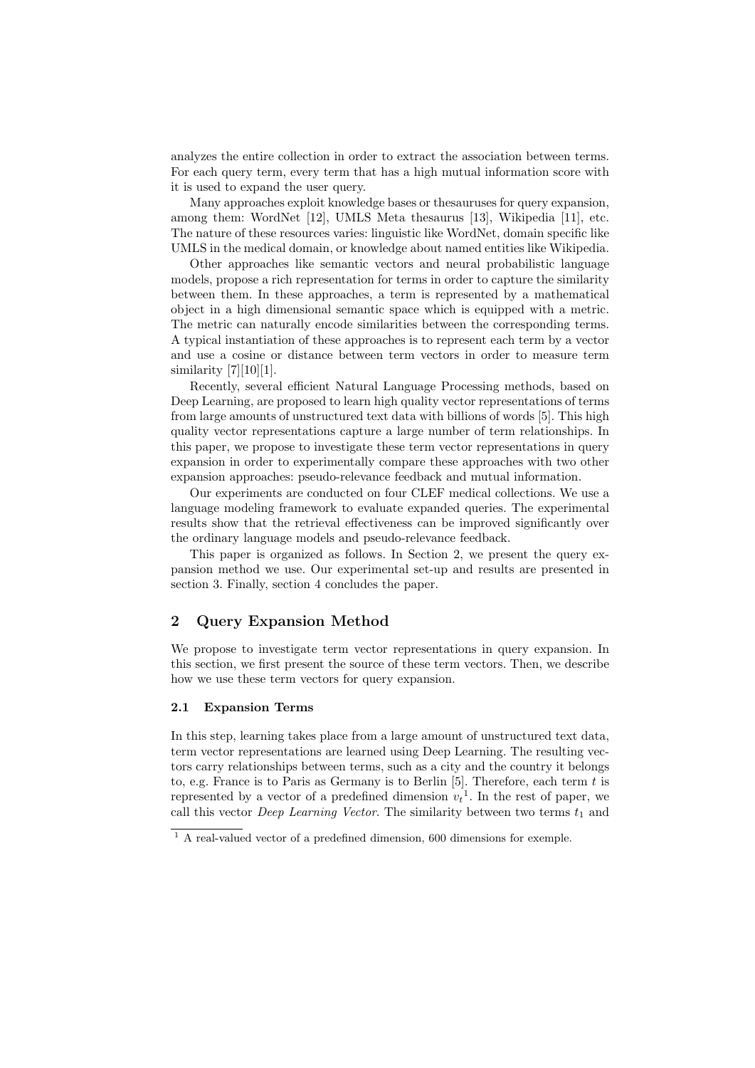analyzes the entire collection in order to extract the association between terms. For each query term, every term that has a high mutual information score with it is used to expand the user query.

Many approaches exploit knowledge bases or thesauruses for query expansion, among them: WordNet [12], UMLS Meta thesaurus [13], Wikipedia [11], etc. The nature of these resources varies: linguistic like WordNet, domain specific like UMLS in the medical domain, or knowledge about named entities like Wikipedia.

Other approaches like semantic vectors and neural probabilistic language models, propose a rich representation for terms in order to capture the similarity between them. In these approaches, a term is represented by a mathematical object in a high dimensional semantic space which is equipped with a metric. The metric can naturally encode similarities between the corresponding terms. A typical instantiation of these approaches is to represent each term by a vector and use a cosine or distance between term vectors in order to measure term similarity [7][10][1].

Recently, several efficient Natural Language Processing methods, based on Deep Learning, are proposed to learn high quality vector representations of terms from large amounts of unstructured text data with billions of words [5]. This high quality vector representations capture a large number of term relationships. In this paper, we propose to investigate these term vector representations in query expansion in order to experimentally compare these approaches with two other expansion approaches: pseudo-relevance feedback and mutual information.

Our experiments are conducted on four CLEF medical collections. We use a language modeling framework to evaluate expanded queries. The experimental results show that the retrieval effectiveness can be improved significantly over the ordinary language models and pseudo-relevance feedback.

This paper is organized as follows. In Section 2, we present the query expansion method we use. Our experimental set-up and results are presented in section 3. Finally, section 4 concludes the paper.

## 2 Query Expansion Method

We propose to investigate term vector representations in query expansion. In this section, we first present the source of these term vectors. Then, we describe how we use these term vectors for query expansion.

### 2.1 Expansion Terms

In this step, learning takes place from a large amount of unstructured text data, term vector representations are learned using Deep Learning. The resulting vectors carry relationships between terms, such as a city and the country it belongs to, e.g. France is to Paris as Germany is to Berlin [5]. Therefore, each term $t$ is represented by a vector of a predefined dimension $v_t$[1]. In the rest of paper, we call this vector *Deep Learning Vector*. The similarity between two terms $t_1$ and

[1] A real-valued vector of a predefined dimension, 600 dimensions for exemple.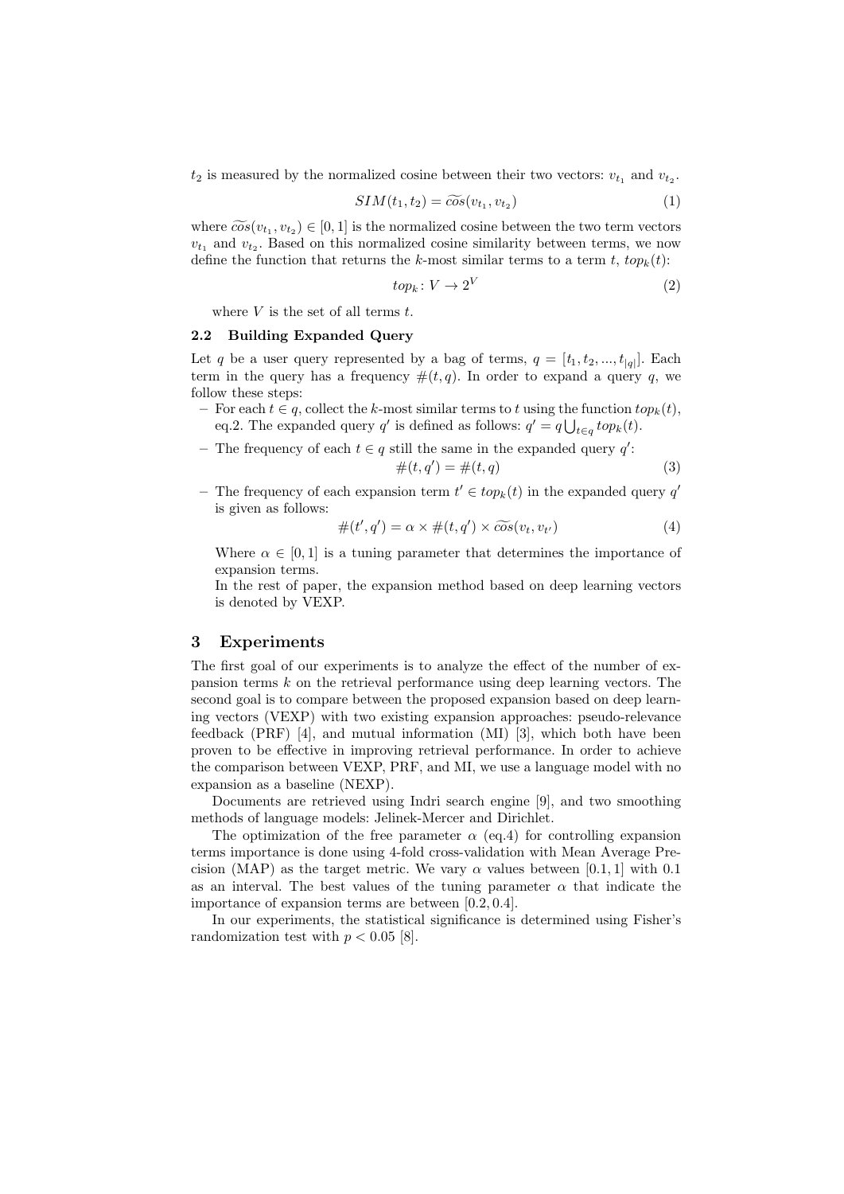$t_2$ is measured by the normalized cosine between their two vectors: $v_{t_1}$ and $v_{t_2}$.

$$SIM(t_1, t_2) = \widetilde{cos}(v_{t_1}, v_{t_2}) \tag{1}$$

where $\widetilde{cos}(v_{t_1}, v_{t_2}) \in [0, 1]$ is the normalized cosine between the two term vectors $v_{t_1}$ and $v_{t_2}$. Based on this normalized cosine similarity between terms, we now define the function that returns the $k$-most similar terms to a term $t$, $top_k(t)$:

$$top_k : V \to 2^V \tag{2}$$

where $V$ is the set of all terms $t$.

### 2.2 Building Expanded Query

Let $q$ be a user query represented by a bag of terms, $q = [t_1, t_2, ..., t_{|q|}]$. Each term in the query has a frequency $\#(t, q)$. In order to expand a query $q$, we follow these steps:

- For each $t \in q$, collect the $k$-most similar terms to $t$ using the function $top_k(t)$, eq.2. The expanded query $q'$ is defined as follows: $q' = q \bigcup_{t \in q} top_k(t)$.
- The frequency of each $t \in q$ still the same in the expanded query $q'$:
$$\#(t, q') = \#(t, q) \tag{3}$$
- The frequency of each expansion term $t' \in top_k(t)$ in the expanded query $q'$ is given as follows:
$$\#(t', q') = \alpha \times \#(t, q') \times \widetilde{cos}(v_t, v_{t'}) \tag{4}$$

  Where $\alpha \in [0, 1]$ is a tuning parameter that determines the importance of expansion terms.

  In the rest of paper, the expansion method based on deep learning vectors is denoted by VEXP.

## 3 Experiments

The first goal of our experiments is to analyze the effect of the number of expansion terms $k$ on the retrieval performance using deep learning vectors. The second goal is to compare between the proposed expansion based on deep learning vectors (VEXP) with two existing expansion approaches: pseudo-relevance feedback (PRF) [4], and mutual information (MI) [3], which both have been proven to be effective in improving retrieval performance. In order to achieve the comparison between VEXP, PRF, and MI, we use a language model with no expansion as a baseline (NEXP).

Documents are retrieved using Indri search engine [9], and two smoothing methods of language models: Jelinek-Mercer and Dirichlet.

The optimization of the free parameter $\alpha$ (eq.4) for controlling expansion terms importance is done using 4-fold cross-validation with Mean Average Precision (MAP) as the target metric. We vary $\alpha$ values between $[0.1, 1]$ with 0.1 as an interval. The best values of the tuning parameter $\alpha$ that indicate the importance of expansion terms are between $[0.2, 0.4]$.

In our experiments, the statistical significance is determined using Fisher's randomization test with $p < 0.05$ [8].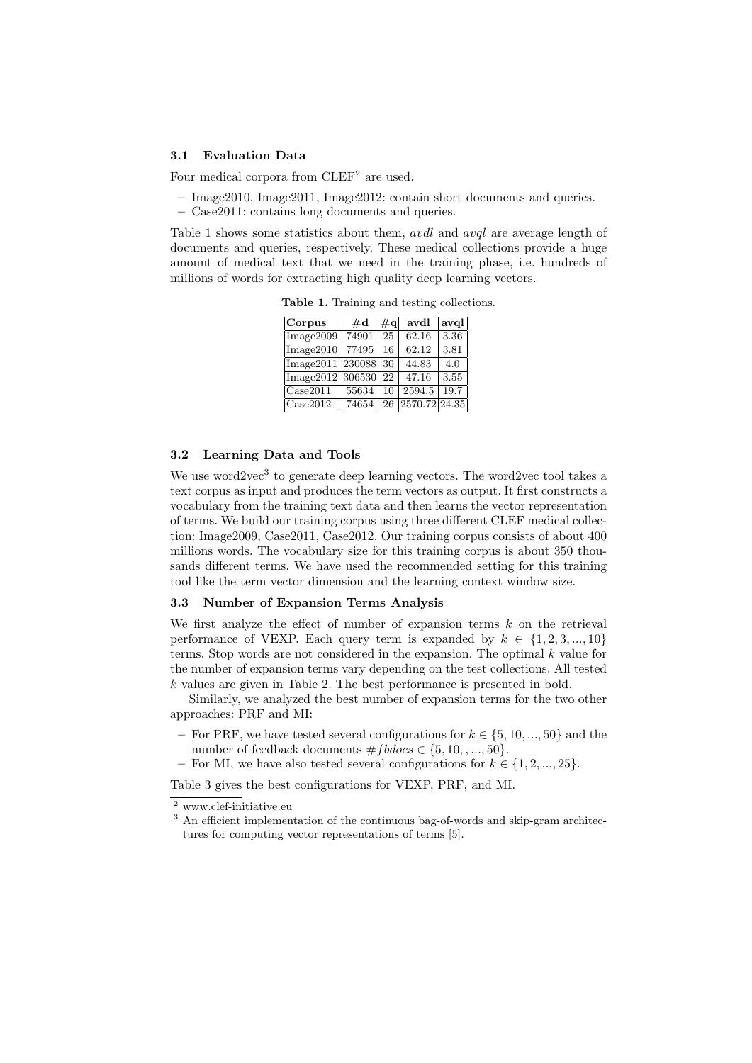### 3.1 Evaluation Data

Four medical corpora from CLEF[2] are used.

- Image2010, Image2011, Image2012: contain short documents and queries.
- Case2011: contains long documents and queries.

Table 1 shows some statistics about them, *avdl* and *avql* are average length of documents and queries, respectively. These medical collections provide a huge amount of medical text that we need in the training phase, i.e. hundreds of millions of words for extracting high quality deep learning vectors.

**Table 1.** Training and testing collections.

| Corpus | #d | #q | avdl | avql |
|---|---|---|---|---|
| Image2009 | 74901 | 25 | 62.16 | 3.36 |
| Image2010 | 77495 | 16 | 62.12 | 3.81 |
| Image2011 | 230088 | 30 | 44.83 | 4.0 |
| Image2012 | 306530 | 22 | 47.16 | 3.55 |
| Case2011 | 55634 | 10 | 2594.5 | 19.7 |
| Case2012 | 74654 | 26 | 2570.72 | 24.35 |

### 3.2 Learning Data and Tools

We use word2vec[3] to generate deep learning vectors. The word2vec tool takes a text corpus as input and produces the term vectors as output. It first constructs a vocabulary from the training text data and then learns the vector representation of terms. We build our training corpus using three different CLEF medical collection: Image2009, Case2011, Case2012. Our training corpus consists of about 400 millions words. The vocabulary size for this training corpus is about 350 thousands different terms. We have used the recommended setting for this training tool like the term vector dimension and the learning context window size.

### 3.3 Number of Expansion Terms Analysis

We first analyze the effect of number of expansion terms $k$ on the retrieval performance of VEXP. Each query term is expanded by $k \in \{1, 2, 3, ..., 10\}$ terms. Stop words are not considered in the expansion. The optimal $k$ value for the number of expansion terms vary depending on the test collections. All tested $k$ values are given in Table 2. The best performance is presented in bold.

Similarly, we analyzed the best number of expansion terms for the two other approaches: PRF and MI:

- For PRF, we have tested several configurations for $k \in \{5, 10, ..., 50\}$ and the number of feedback documents $\#fbdocs \in \{5, 10, , ..., 50\}$.
- For MI, we have also tested several configurations for $k \in \{1, 2, ..., 25\}$.

Table 3 gives the best configurations for VEXP, PRF, and MI.

---

[2] www.clef-initiative.eu

[3] An efficient implementation of the continuous bag-of-words and skip-gram architectures for computing vector representations of terms [5].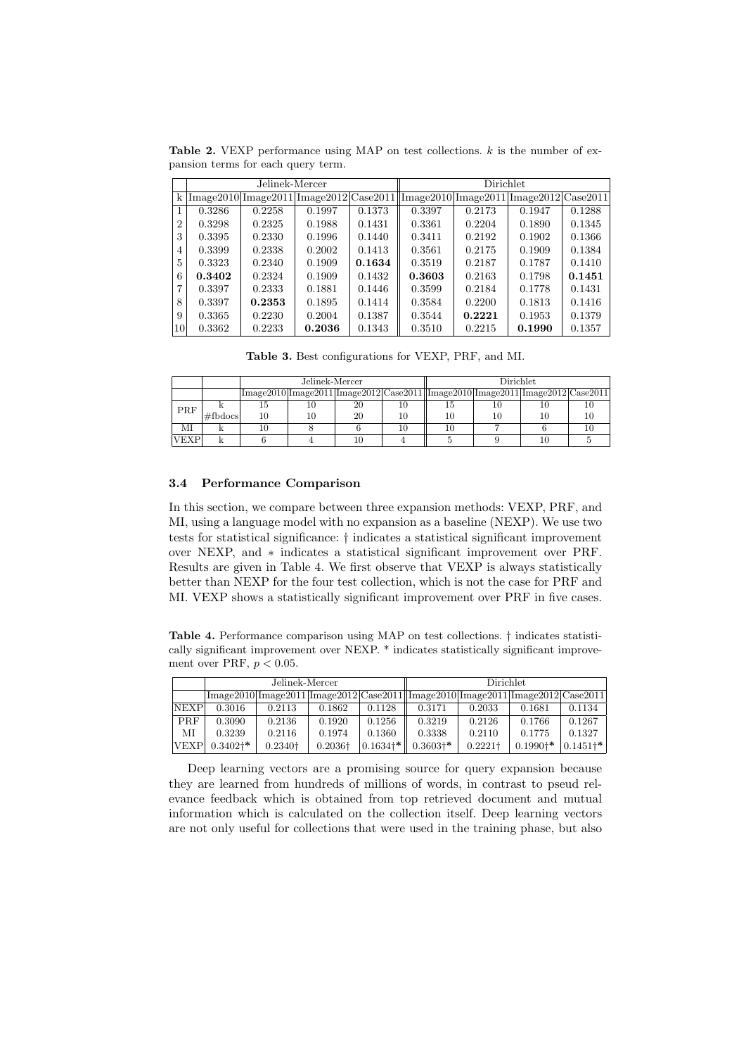**Table 2.** VEXP performance using MAP on test collections. $k$ is the number of expansion terms for each query term.

| | Jelinek-Mercer | | | | Dirichlet | | | |
|---|---|---|---|---|---|---|---|---|
| k | Image2010 | Image2011 | Image2012 | Case2011 | Image2010 | Image2011 | Image2012 | Case2011 |
| 1 | 0.3286 | 0.2258 | 0.1997 | 0.1373 | 0.3397 | 0.2173 | 0.1947 | 0.1288 |
| 2 | 0.3298 | 0.2325 | 0.1988 | 0.1431 | 0.3361 | 0.2204 | 0.1890 | 0.1345 |
| 3 | 0.3395 | 0.2330 | 0.1996 | 0.1440 | 0.3411 | 0.2192 | 0.1902 | 0.1366 |
| 4 | 0.3399 | 0.2338 | 0.2002 | 0.1413 | 0.3561 | 0.2175 | 0.1909 | 0.1384 |
| 5 | 0.3323 | 0.2340 | 0.1909 | **0.1634** | 0.3519 | 0.2187 | 0.1787 | 0.1410 |
| 6 | **0.3402** | 0.2324 | 0.1909 | 0.1432 | **0.3603** | 0.2163 | 0.1798 | **0.1451** |
| 7 | 0.3397 | 0.2333 | 0.1881 | 0.1446 | 0.3599 | 0.2184 | 0.1778 | 0.1431 |
| 8 | 0.3397 | **0.2353** | 0.1895 | 0.1414 | 0.3584 | 0.2200 | 0.1813 | 0.1416 |
| 9 | 0.3365 | 0.2230 | 0.2004 | 0.1387 | 0.3544 | **0.2221** | 0.1953 | 0.1379 |
| 10 | 0.3362 | 0.2233 | **0.2036** | 0.1343 | 0.3510 | 0.2215 | **0.1990** | 0.1357 |

**Table 3.** Best configurations for VEXP, PRF, and MI.

| | | Jelinek-Mercer | | | | Dirichlet | | | |
|---|---|---|---|---|---|---|---|---|---|
| | | Image2010 | Image2011 | Image2012 | Case2011 | Image2010 | Image2011 | Image2012 | Case2011 |
| PRF | k | 15 | 10 | 20 | 10 | 15 | 10 | 10 | 10 |
| | #fbdocs | 10 | 10 | 20 | 10 | 10 | 10 | 10 | 10 |
| MI | k | 10 | 8 | 6 | 10 | 10 | 7 | 6 | 10 |
| VEXP | k | 6 | 4 | 10 | 4 | 5 | 9 | 10 | 5 |

### 3.4 Performance Comparison

In this section, we compare between three expansion methods: VEXP, PRF, and MI, using a language model with no expansion as a baseline (NEXP). We use two tests for statistical significance: † indicates a statistical significant improvement over NEXP, and ∗ indicates a statistical significant improvement over PRF. Results are given in Table 4. We first observe that VEXP is always statistically better than NEXP for the four test collection, which is not the case for PRF and MI. VEXP shows a statistically significant improvement over PRF in five cases.

**Table 4.** Performance comparison using MAP on test collections. † indicates statistically significant improvement over NEXP. * indicates statistically significant improvement over PRF, $p < 0.05$.

| | Jelinek-Mercer | | | | Dirichlet | | | |
|---|---|---|---|---|---|---|---|---|
| | Image2010 | Image2011 | Image2012 | Case2011 | Image2010 | Image2011 | Image2012 | Case2011 |
| NEXP | 0.3016 | 0.2113 | 0.1862 | 0.1128 | 0.3171 | 0.2033 | 0.1681 | 0.1134 |
| PRF | 0.3090 | 0.2136 | 0.1920 | 0.1256 | 0.3219 | 0.2126 | 0.1766 | 0.1267 |
| MI | 0.3239 | 0.2116 | 0.1974 | 0.1360 | 0.3338 | 0.2110 | 0.1775 | 0.1327 |
| VEXP | 0.3402†* | 0.2340† | 0.2036† | 0.1634†* | 0.3603†* | 0.2221† | 0.1990†* | 0.1451†* |

Deep learning vectors are a promising source for query expansion because they are learned from hundreds of millions of words, in contrast to pseud relevance feedback which is obtained from top retrieved document and mutual information which is calculated on the collection itself. Deep learning vectors are not only useful for collections that were used in the training phase, but also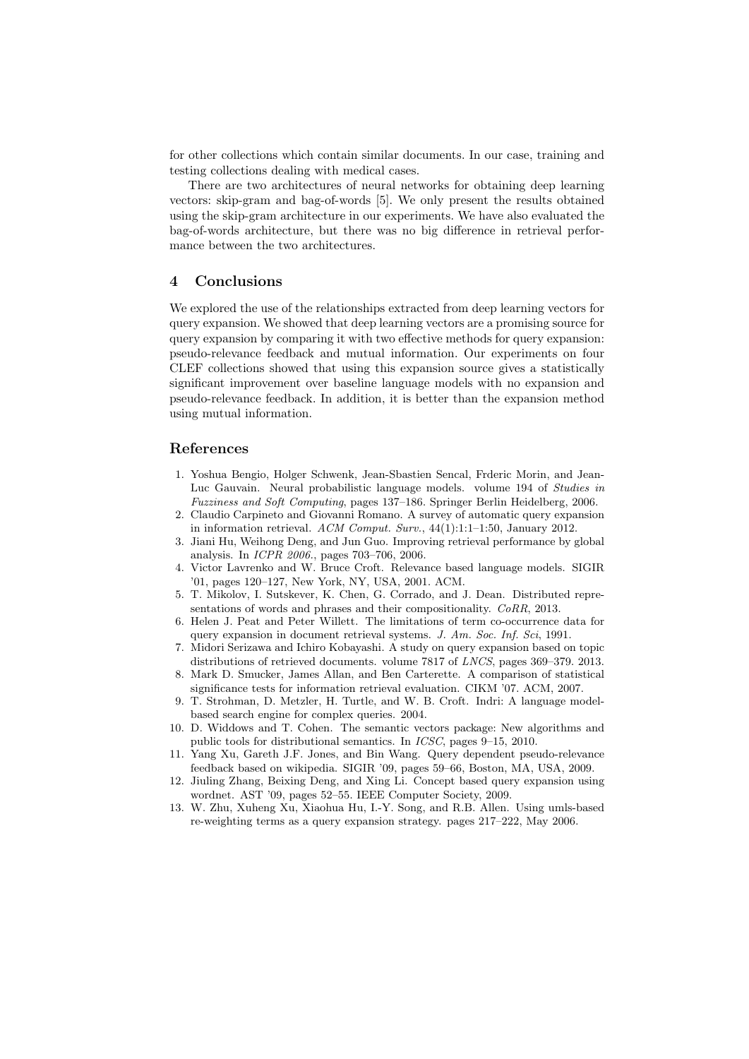for other collections which contain similar documents. In our case, training and testing collections dealing with medical cases.

There are two architectures of neural networks for obtaining deep learning vectors: skip-gram and bag-of-words [5]. We only present the results obtained using the skip-gram architecture in our experiments. We have also evaluated the bag-of-words architecture, but there was no big difference in retrieval performance between the two architectures.

## 4 Conclusions

We explored the use of the relationships extracted from deep learning vectors for query expansion. We showed that deep learning vectors are a promising source for query expansion by comparing it with two effective methods for query expansion: pseudo-relevance feedback and mutual information. Our experiments on four CLEF collections showed that using this expansion source gives a statistically significant improvement over baseline language models with no expansion and pseudo-relevance feedback. In addition, it is better than the expansion method using mutual information.

## References

1. Yoshua Bengio, Holger Schwenk, Jean-Sbastien Sencal, Frderic Morin, and Jean-Luc Gauvain. Neural probabilistic language models. volume 194 of *Studies in Fuzziness and Soft Computing*, pages 137–186. Springer Berlin Heidelberg, 2006.
2. Claudio Carpineto and Giovanni Romano. A survey of automatic query expansion in information retrieval. *ACM Comput. Surv.*, 44(1):1:1–1:50, January 2012.
3. Jiani Hu, Weihong Deng, and Jun Guo. Improving retrieval performance by global analysis. In *ICPR 2006.*, pages 703–706, 2006.
4. Victor Lavrenko and W. Bruce Croft. Relevance based language models. SIGIR '01, pages 120–127, New York, NY, USA, 2001. ACM.
5. T. Mikolov, I. Sutskever, K. Chen, G. Corrado, and J. Dean. Distributed representations of words and phrases and their compositionality. *CoRR*, 2013.
6. Helen J. Peat and Peter Willett. The limitations of term co-occurrence data for query expansion in document retrieval systems. *J. Am. Soc. Inf. Sci*, 1991.
7. Midori Serizawa and Ichiro Kobayashi. A study on query expansion based on topic distributions of retrieved documents. volume 7817 of *LNCS*, pages 369–379. 2013.
8. Mark D. Smucker, James Allan, and Ben Carterette. A comparison of statistical significance tests for information retrieval evaluation. CIKM '07. ACM, 2007.
9. T. Strohman, D. Metzler, H. Turtle, and W. B. Croft. Indri: A language model-based search engine for complex queries. 2004.
10. D. Widdows and T. Cohen. The semantic vectors package: New algorithms and public tools for distributional semantics. In *ICSC*, pages 9–15, 2010.
11. Yang Xu, Gareth J.F. Jones, and Bin Wang. Query dependent pseudo-relevance feedback based on wikipedia. SIGIR '09, pages 59–66, Boston, MA, USA, 2009.
12. Jiuling Zhang, Beixing Deng, and Xing Li. Concept based query expansion using wordnet. AST '09, pages 52–55. IEEE Computer Society, 2009.
13. W. Zhu, Xuheng Xu, Xiaohua Hu, I.-Y. Song, and R.B. Allen. Using umls-based re-weighting terms as a query expansion strategy. pages 217–222, May 2006.